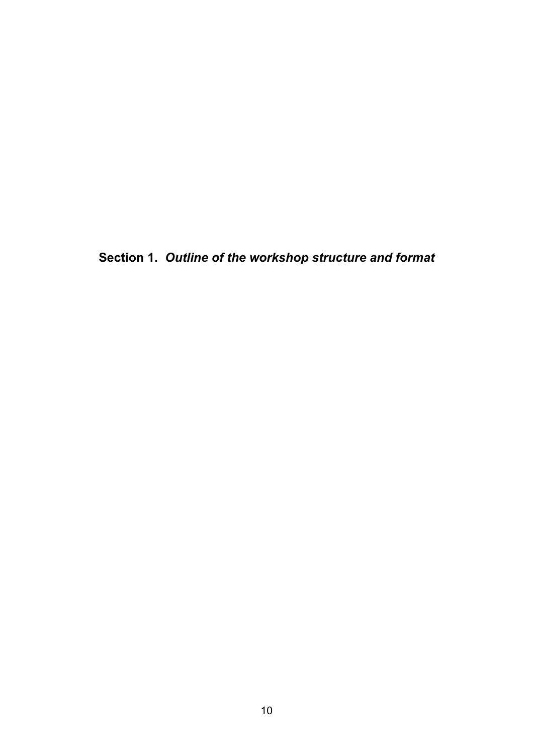# Section 1. *Outline of the workshop structure and format*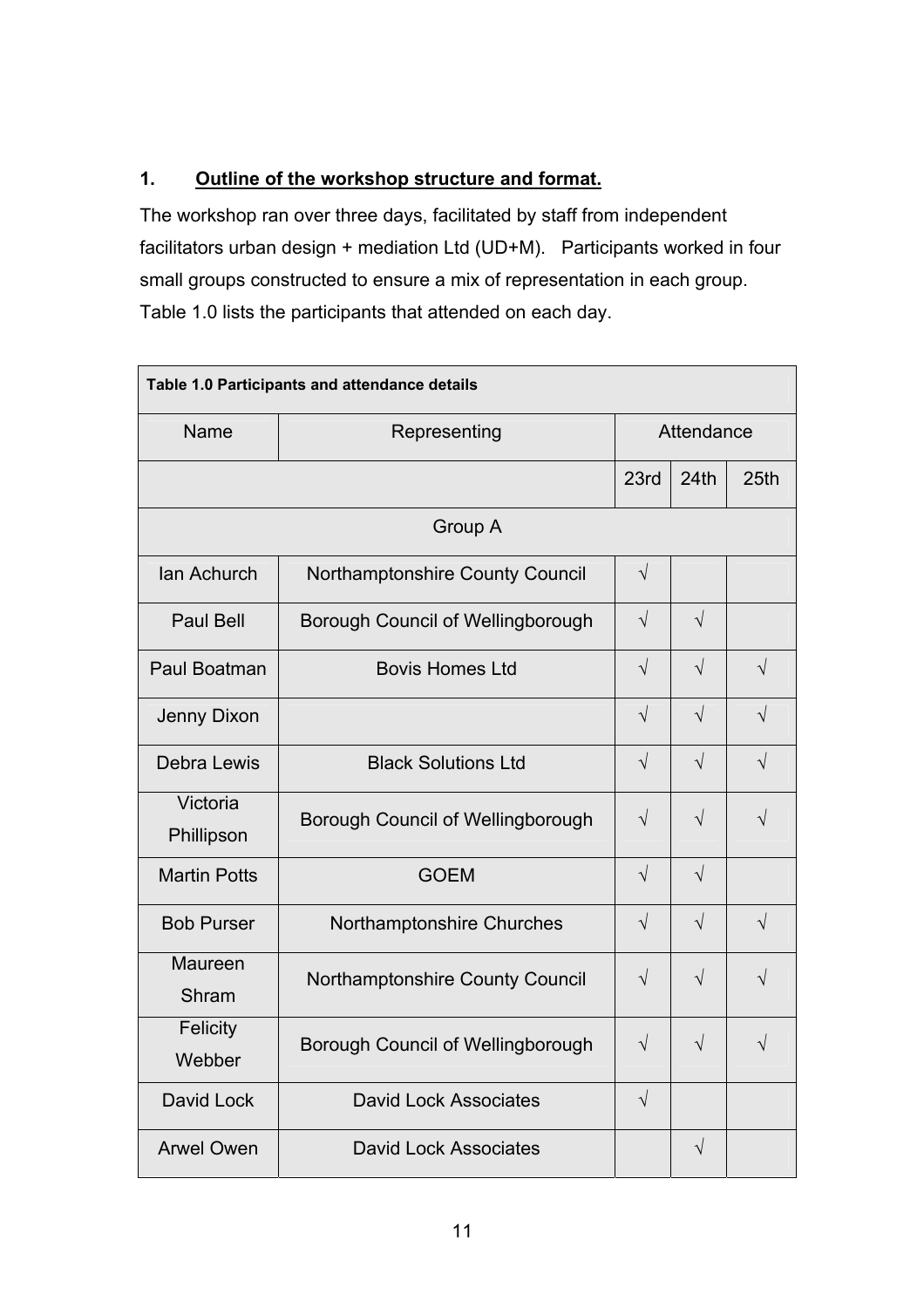## 1. Outline of the workshop structure and format.

The workshop ran over three days, facilitated by staff from independent facilitators urban design + mediation Ltd (UD+M). Participants worked in four small groups constructed to ensure a mix of representation in each group. Table 1.0 lists the participants that attended on each day.

**Table 1.0 Participants and attendance details**

| Name | Representing | Attendance | | |
|---|---|---|---|---|
| | | 23rd | 24th | 25th |
| Group A | | | | |
| Ian Achurch | Northamptonshire County Council | √ | | |
| Paul Bell | Borough Council of Wellingborough | √ | √ | |
| Paul Boatman | Bovis Homes Ltd | √ | √ | √ |
| Jenny Dixon | | √ | √ | √ |
| Debra Lewis | Black Solutions Ltd | √ | √ | √ |
| Victoria Phillipson | Borough Council of Wellingborough | √ | √ | √ |
| Martin Potts | GOEM | √ | √ | |
| Bob Purser | Northamptonshire Churches | √ | √ | √ |
| Maureen Shram | Northamptonshire County Council | √ | √ | √ |
| Felicity Webber | Borough Council of Wellingborough | √ | √ | √ |
| David Lock | David Lock Associates | √ | | |
| Arwel Owen | David Lock Associates | | √ | |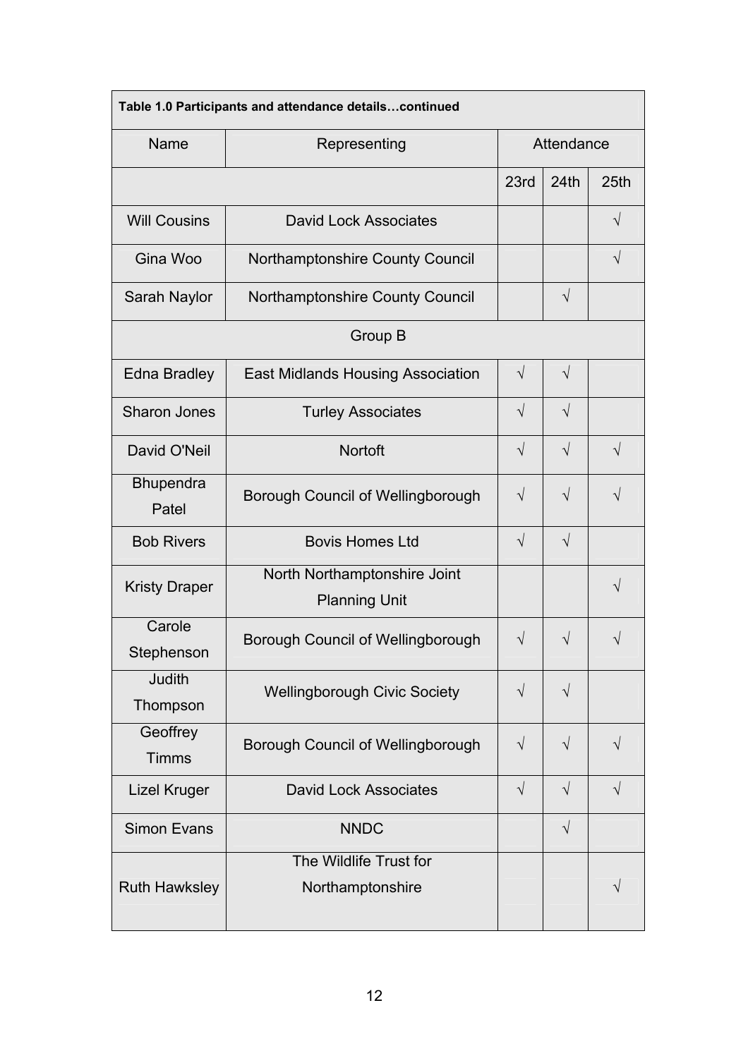| Table 1.0 Participants and attendance details…continued | | | | |
|---|---|---|---|---|
| Name | Representing | Attendance | | |
| | | 23rd | 24th | 25th |
| Will Cousins | David Lock Associates | | | √ |
| Gina Woo | Northamptonshire County Council | | | √ |
| Sarah Naylor | Northamptonshire County Council | | √ | |
| Group B | | | | |
| Edna Bradley | East Midlands Housing Association | √ | √ | |
| Sharon Jones | Turley Associates | √ | √ | |
| David O'Neil | Nortoft | √ | √ | √ |
| Bhupendra Patel | Borough Council of Wellingborough | √ | √ | √ |
| Bob Rivers | Bovis Homes Ltd | √ | √ | |
| Kristy Draper | North Northamptonshire Joint Planning Unit | | | √ |
| Carole Stephenson | Borough Council of Wellingborough | √ | √ | √ |
| Judith Thompson | Wellingborough Civic Society | √ | √ | |
| Geoffrey Timms | Borough Council of Wellingborough | √ | √ | √ |
| Lizel Kruger | David Lock Associates | √ | √ | √ |
| Simon Evans | NNDC | | √ | |
| Ruth Hawksley | The Wildlife Trust for Northamptonshire | | | √ |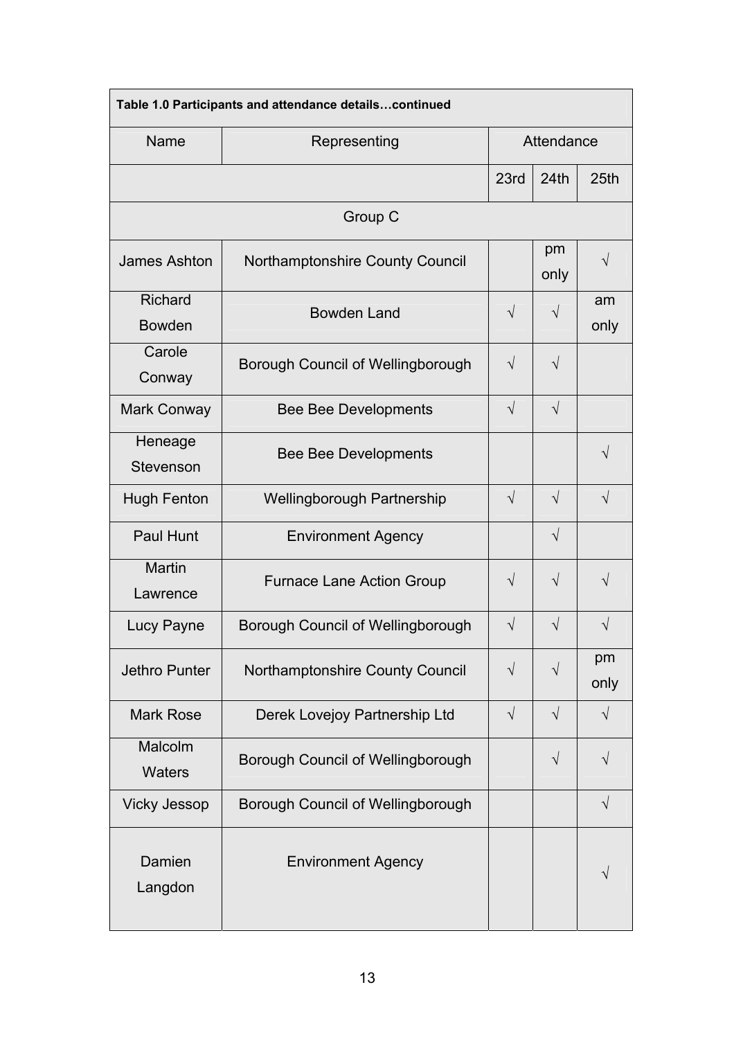| Table 1.0 Participants and attendance details…continued | | | | |
|---|---|---|---|---|
| Name | Representing | Attendance | | |
| | | 23rd | 24th | 25th |
| Group C | | | | |
| James Ashton | Northamptonshire County Council | | pm only | √ |
| Richard Bowden | Bowden Land | √ | √ | am only |
| Carole Conway | Borough Council of Wellingborough | √ | √ | |
| Mark Conway | Bee Bee Developments | √ | √ | |
| Heneage Stevenson | Bee Bee Developments | | | √ |
| Hugh Fenton | Wellingborough Partnership | √ | √ | √ |
| Paul Hunt | Environment Agency | | √ | |
| Martin Lawrence | Furnace Lane Action Group | √ | √ | √ |
| Lucy Payne | Borough Council of Wellingborough | √ | √ | √ |
| Jethro Punter | Northamptonshire County Council | √ | √ | pm only |
| Mark Rose | Derek Lovejoy Partnership Ltd | √ | √ | √ |
| Malcolm Waters | Borough Council of Wellingborough | | √ | √ |
| Vicky Jessop | Borough Council of Wellingborough | | | √ |
| Damien Langdon | Environment Agency | | | √ |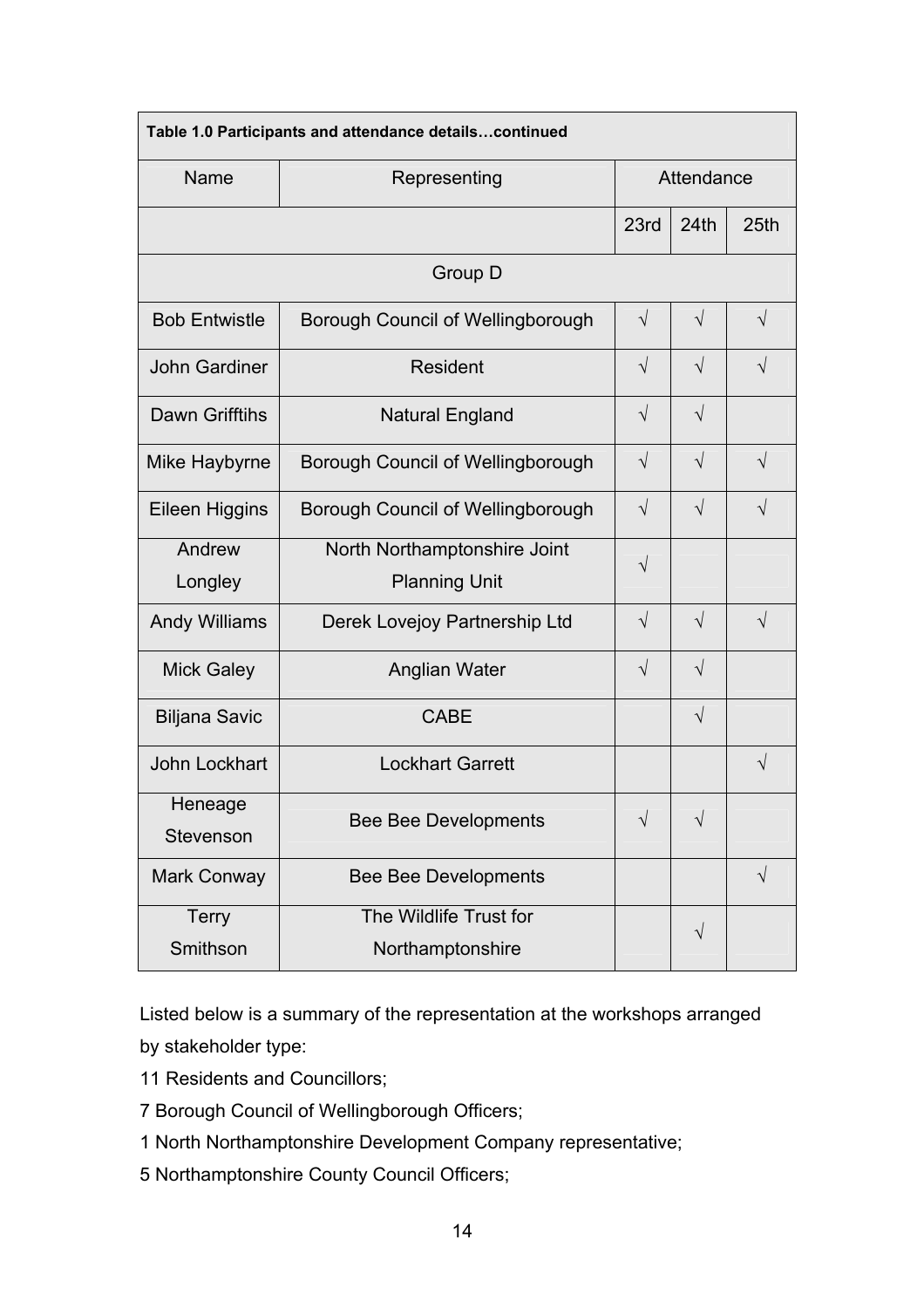| **Table 1.0 Participants and attendance details…continued** | | | | |
|---|---|---|---|---|
| Name | Representing | Attendance | | |
| | | 23rd | 24th | 25th |
| Group D | | | | |
| Bob Entwistle | Borough Council of Wellingborough | √ | √ | √ |
| John Gardiner | Resident | √ | √ | √ |
| Dawn Grifftihs | Natural England | √ | √ | |
| Mike Haybyrne | Borough Council of Wellingborough | √ | √ | √ |
| Eileen Higgins | Borough Council of Wellingborough | √ | √ | √ |
| Andrew Longley | North Northamptonshire Joint Planning Unit | √ | | |
| Andy Williams | Derek Lovejoy Partnership Ltd | √ | √ | √ |
| Mick Galey | Anglian Water | √ | √ | |
| Biljana Savic | CABE | | √ | |
| John Lockhart | Lockhart Garrett | | | √ |
| Heneage Stevenson | Bee Bee Developments | √ | √ | |
| Mark Conway | Bee Bee Developments | | | √ |
| Terry Smithson | The Wildlife Trust for Northamptonshire | | √ | |

Listed below is a summary of the representation at the workshops arranged by stakeholder type:

11 Residents and Councillors;

7 Borough Council of Wellingborough Officers;

1 North Northamptonshire Development Company representative;

5 Northamptonshire County Council Officers;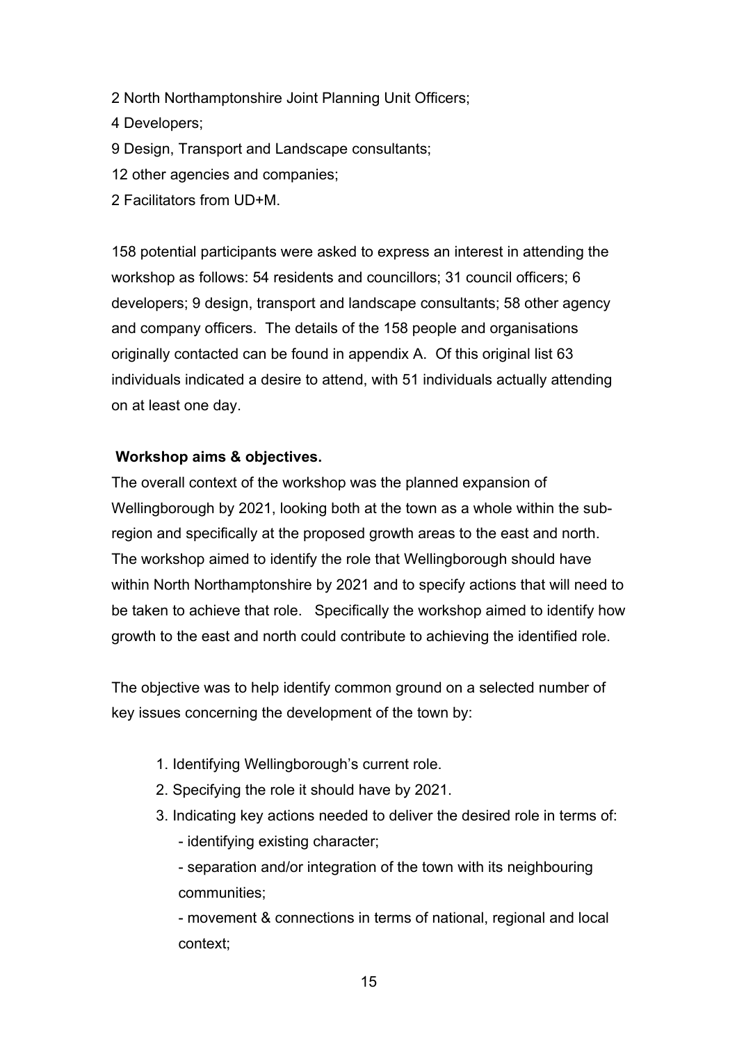2 North Northamptonshire Joint Planning Unit Officers;

4 Developers;

9 Design, Transport and Landscape consultants;

12 other agencies and companies;

2 Facilitators from UD+M.

158 potential participants were asked to express an interest in attending the workshop as follows: 54 residents and councillors; 31 council officers; 6 developers; 9 design, transport and landscape consultants; 58 other agency and company officers. The details of the 158 people and organisations originally contacted can be found in appendix A. Of this original list 63 individuals indicated a desire to attend, with 51 individuals actually attending on at least one day.

**Workshop aims & objectives.**

The overall context of the workshop was the planned expansion of Wellingborough by 2021, looking both at the town as a whole within the sub-region and specifically at the proposed growth areas to the east and north. The workshop aimed to identify the role that Wellingborough should have within North Northamptonshire by 2021 and to specify actions that will need to be taken to achieve that role. Specifically the workshop aimed to identify how growth to the east and north could contribute to achieving the identified role.

The objective was to help identify common ground on a selected number of key issues concerning the development of the town by:

1. Identifying Wellingborough's current role.
2. Specifying the role it should have by 2021.
3. Indicating key actions needed to deliver the desired role in terms of:
   - identifying existing character;
   - separation and/or integration of the town with its neighbouring communities;
   - movement & connections in terms of national, regional and local context;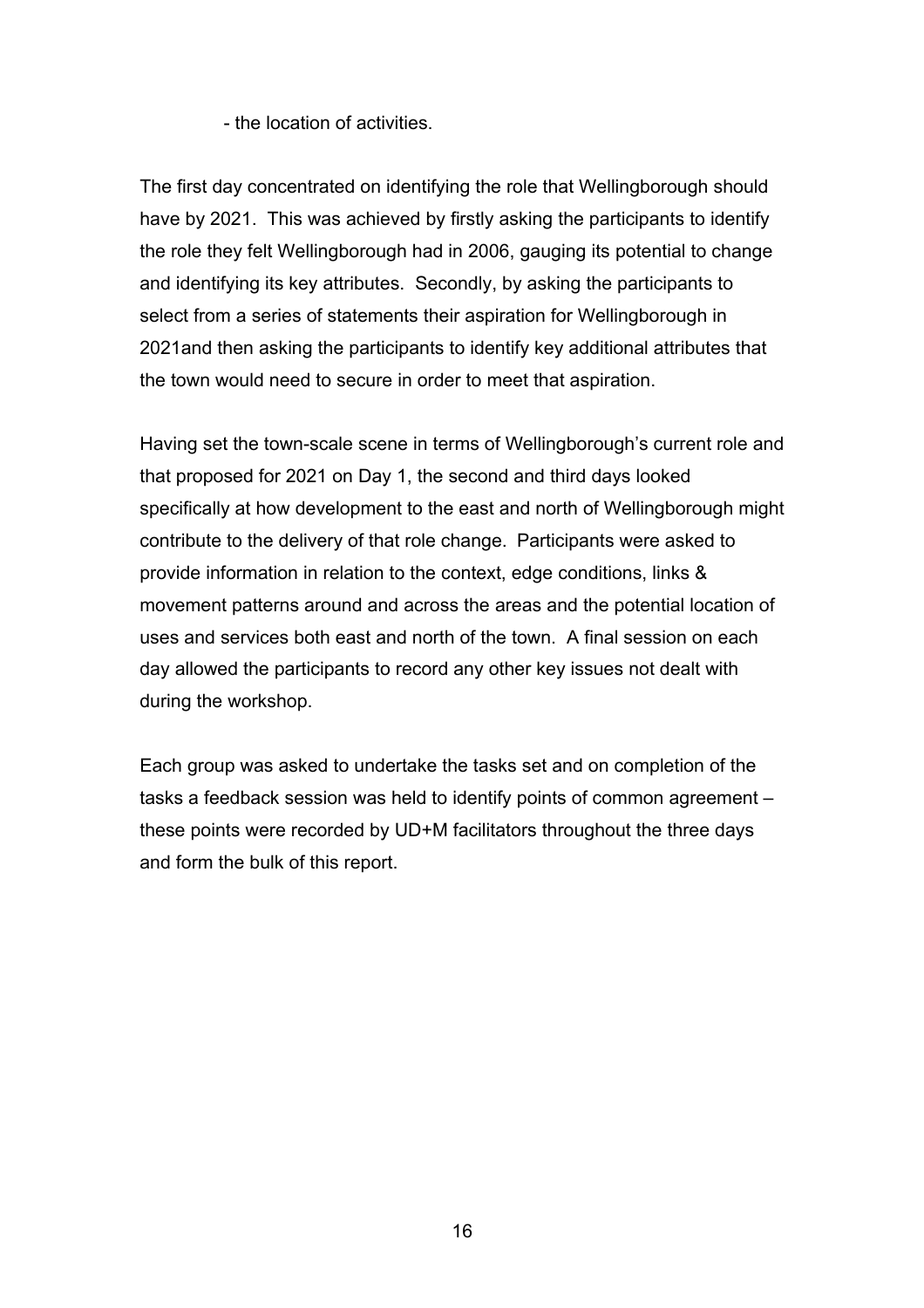- the location of activities.

The first day concentrated on identifying the role that Wellingborough should have by 2021. This was achieved by firstly asking the participants to identify the role they felt Wellingborough had in 2006, gauging its potential to change and identifying its key attributes. Secondly, by asking the participants to select from a series of statements their aspiration for Wellingborough in 2021and then asking the participants to identify key additional attributes that the town would need to secure in order to meet that aspiration.

Having set the town-scale scene in terms of Wellingborough's current role and that proposed for 2021 on Day 1, the second and third days looked specifically at how development to the east and north of Wellingborough might contribute to the delivery of that role change. Participants were asked to provide information in relation to the context, edge conditions, links & movement patterns around and across the areas and the potential location of uses and services both east and north of the town. A final session on each day allowed the participants to record any other key issues not dealt with during the workshop.

Each group was asked to undertake the tasks set and on completion of the tasks a feedback session was held to identify points of common agreement – these points were recorded by UD+M facilitators throughout the three days and form the bulk of this report.